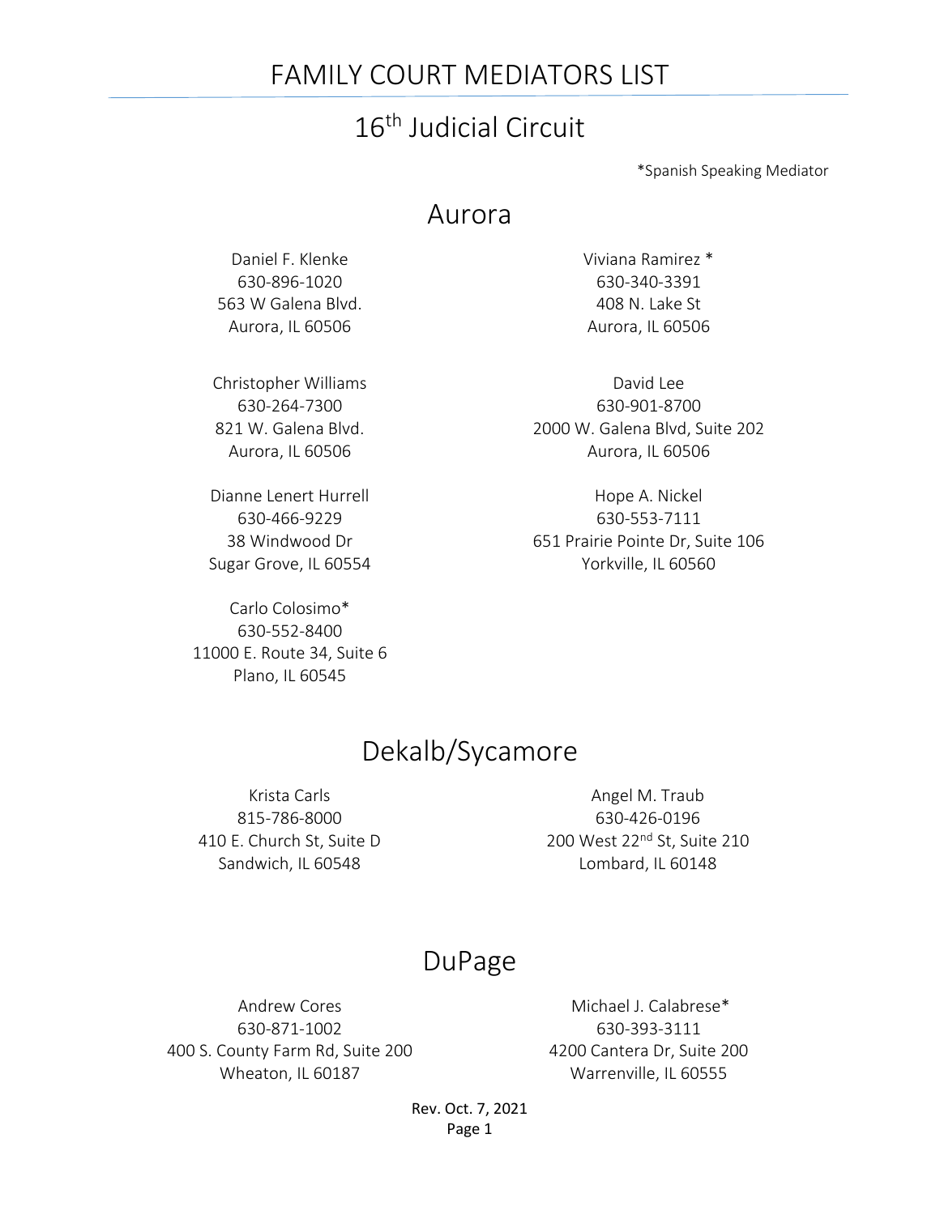# FAMILY COURT MEDIATORS LIST

## 16th Judicial Circuit

*Spanish Speaking Mediator

## Aurora

Daniel F. Klenke
630-896-1020
563 W Galena Blvd.
Aurora, IL 60506

Viviana Ramirez *
630-340-3391
408 N. Lake St
Aurora, IL 60506

Christopher Williams
630-264-7300
821 W. Galena Blvd.
Aurora, IL 60506

David Lee
630-901-8700
2000 W. Galena Blvd, Suite 202
Aurora, IL 60506

Dianne Lenert Hurrell
630-466-9229
38 Windwood Dr
Sugar Grove, IL 60554

Hope A. Nickel
630-553-7111
651 Prairie Pointe Dr, Suite 106
Yorkville, IL 60560

Carlo Colosimo*
630-552-8400
11000 E. Route 34, Suite 6
Plano, IL 60545

## Dekalb/Sycamore

Krista Carls
815-786-8000
410 E. Church St, Suite D
Sandwich, IL 60548

Angel M. Traub
630-426-0196
200 West 22nd St, Suite 210
Lombard, IL 60148

## DuPage

Andrew Cores
630-871-1002
400 S. County Farm Rd, Suite 200
Wheaton, IL 60187

Michael J. Calabrese*
630-393-3111
4200 Cantera Dr, Suite 200
Warrenville, IL 60555

Rev. Oct. 7, 2021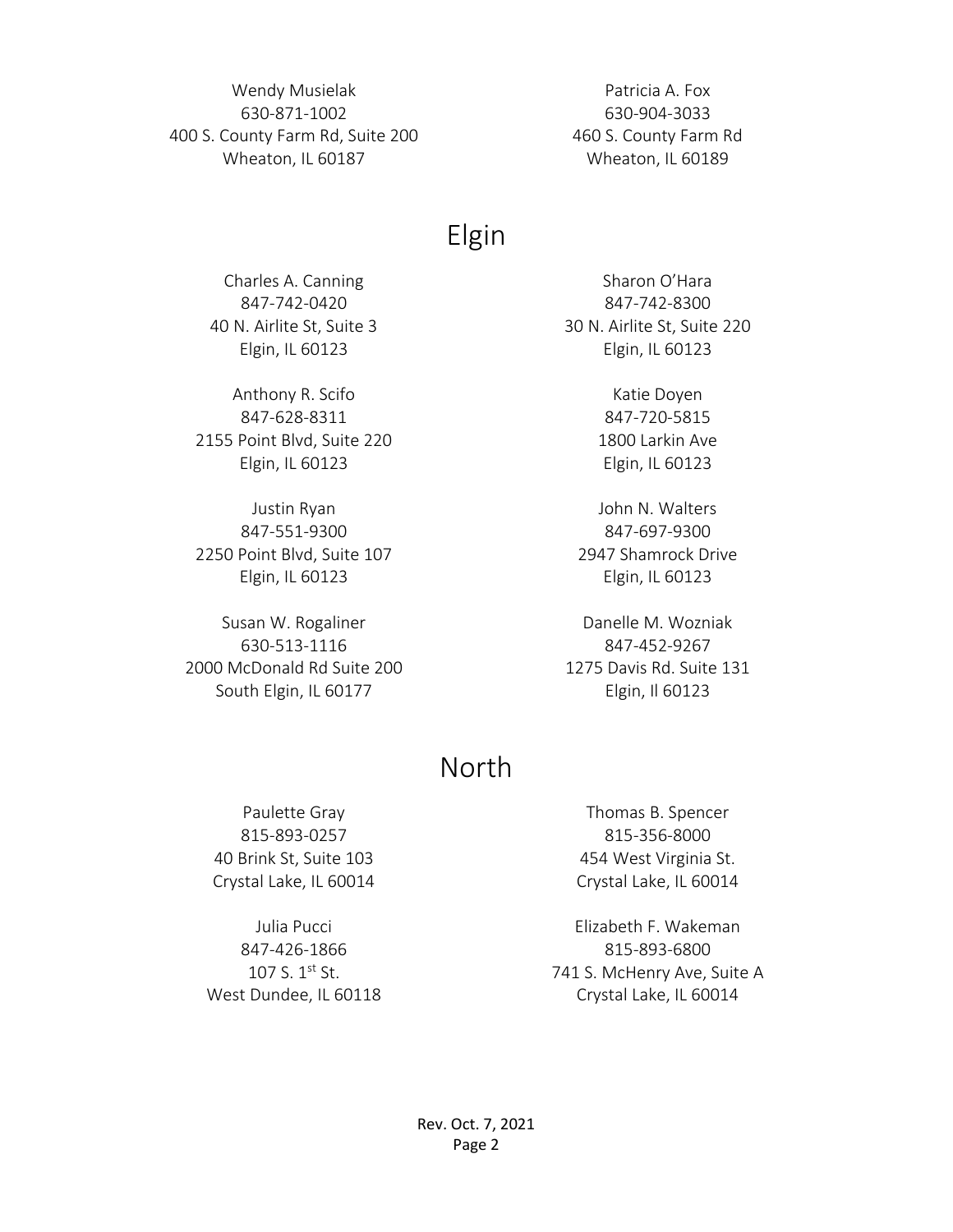Wendy Musielak
630-871-1002
400 S. County Farm Rd, Suite 200
Wheaton, IL 60187

Patricia A. Fox
630-904-3033
460 S. County Farm Rd
Wheaton, IL 60189

# Elgin

Charles A. Canning
847-742-0420
40 N. Airlite St, Suite 3
Elgin, IL 60123

Sharon O'Hara
847-742-8300
30 N. Airlite St, Suite 220
Elgin, IL 60123

Anthony R. Scifo
847-628-8311
2155 Point Blvd, Suite 220
Elgin, IL 60123

Katie Doyen
847-720-5815
1800 Larkin Ave
Elgin, IL 60123

Justin Ryan
847-551-9300
2250 Point Blvd, Suite 107
Elgin, IL 60123

John N. Walters
847-697-9300
2947 Shamrock Drive
Elgin, IL 60123

Susan W. Rogaliner
630-513-1116
2000 McDonald Rd Suite 200
South Elgin, IL 60177

Danelle M. Wozniak
847-452-9267
1275 Davis Rd. Suite 131
Elgin, Il 60123

# North

Paulette Gray
815-893-0257
40 Brink St, Suite 103
Crystal Lake, IL 60014

Thomas B. Spencer
815-356-8000
454 West Virginia St.
Crystal Lake, IL 60014

Julia Pucci
847-426-1866
107 S. 1st St.
West Dundee, IL 60118

Elizabeth F. Wakeman
815-893-6800
741 S. McHenry Ave, Suite A
Crystal Lake, IL 60014

Rev. Oct. 7, 2021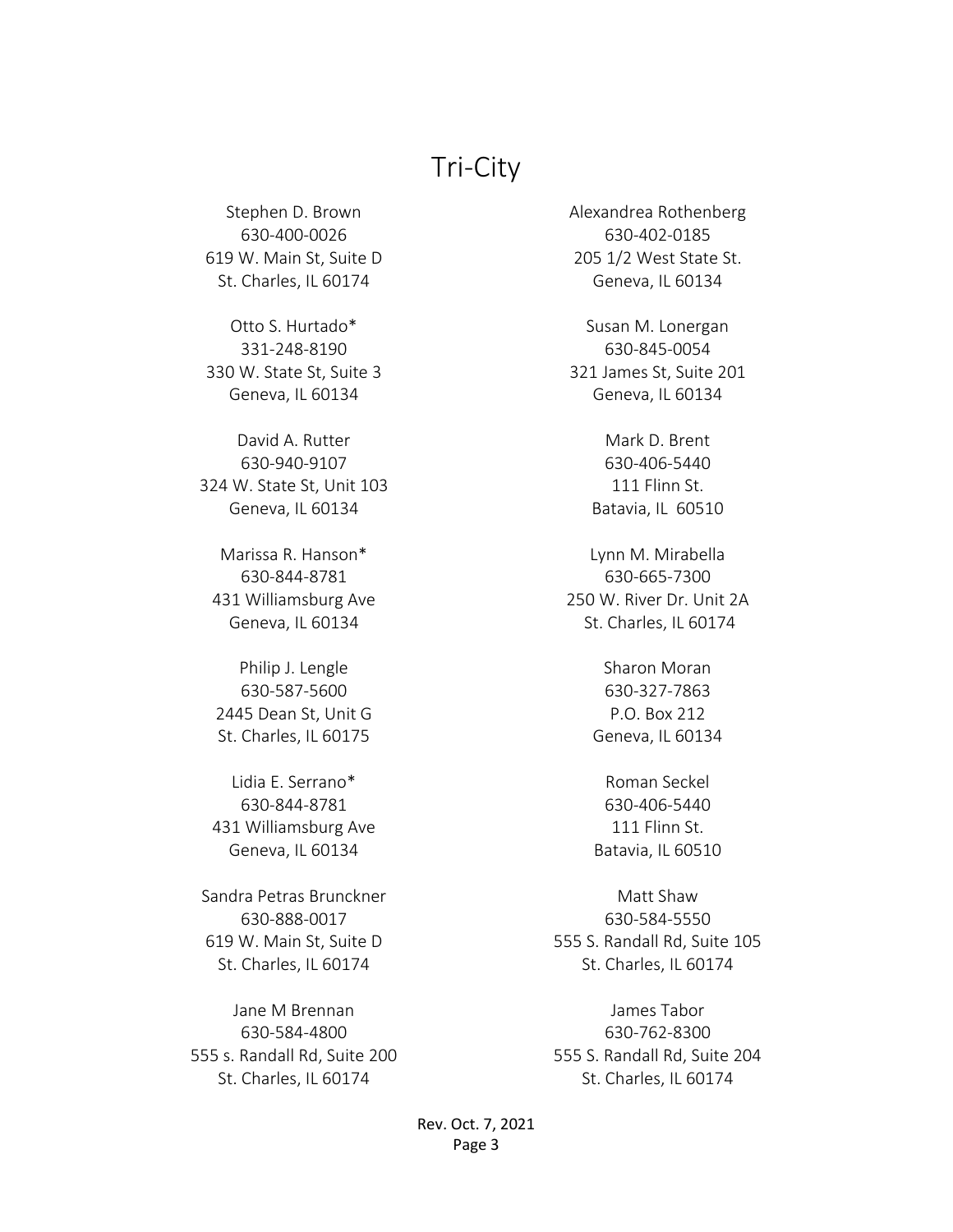# Tri-City

Stephen D. Brown
630-400-0026
619 W. Main St, Suite D
St. Charles, IL 60174

Otto S. Hurtado*
331-248-8190
330 W. State St, Suite 3
Geneva, IL 60134

David A. Rutter
630-940-9107
324 W. State St, Unit 103
Geneva, IL 60134

Marissa R. Hanson*
630-844-8781
431 Williamsburg Ave
Geneva, IL 60134

Philip J. Lengle
630-587-5600
2445 Dean St, Unit G
St. Charles, IL 60175

Lidia E. Serrano*
630-844-8781
431 Williamsburg Ave
Geneva, IL 60134

Sandra Petras Brunckner
630-888-0017
619 W. Main St, Suite D
St. Charles, IL 60174

Jane M Brennan
630-584-4800
555 s. Randall Rd, Suite 200
St. Charles, IL 60174

Alexandrea Rothenberg
630-402-0185
205 1/2 West State St.
Geneva, IL 60134

Susan M. Lonergan
630-845-0054
321 James St, Suite 201
Geneva, IL 60134

Mark D. Brent
630-406-5440
111 Flinn St.
Batavia, IL 60510

Lynn M. Mirabella
630-665-7300
250 W. River Dr. Unit 2A
St. Charles, IL 60174

Sharon Moran
630-327-7863
P.O. Box 212
Geneva, IL 60134

Roman Seckel
630-406-5440
111 Flinn St.
Batavia, IL 60510

Matt Shaw
630-584-5550
555 S. Randall Rd, Suite 105
St. Charles, IL 60174

James Tabor
630-762-8300
555 S. Randall Rd, Suite 204
St. Charles, IL 60174

Rev. Oct. 7, 2021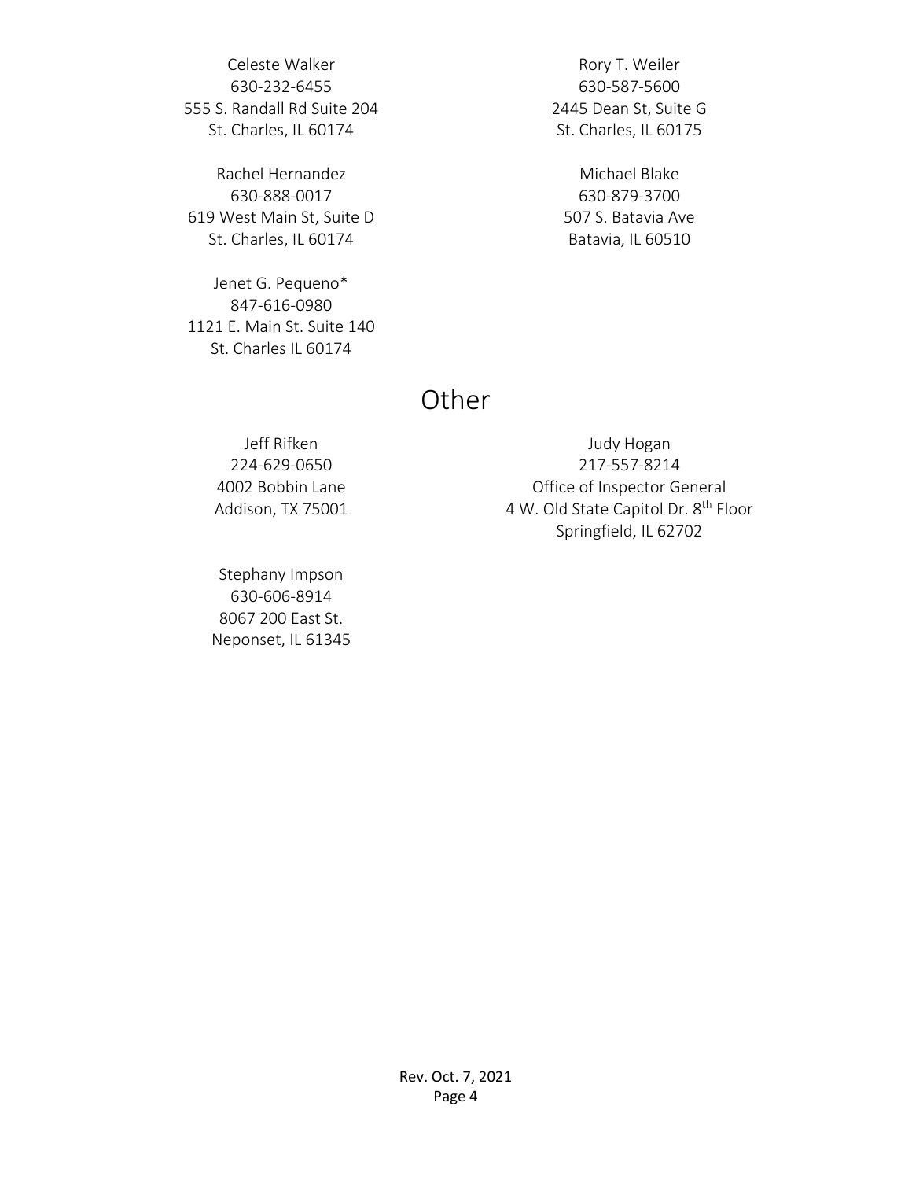Celeste Walker
630-232-6455
555 S. Randall Rd Suite 204
St. Charles, IL 60174

Rory T. Weiler
630-587-5600
2445 Dean St, Suite G
St. Charles, IL 60175

Rachel Hernandez
630-888-0017
619 West Main St, Suite D
St. Charles, IL 60174

Michael Blake
630-879-3700
507 S. Batavia Ave
Batavia, IL 60510

Jenet G. Pequeno*
847-616-0980
1121 E. Main St. Suite 140
St. Charles IL 60174

# Other

Jeff Rifken
224-629-0650
4002 Bobbin Lane
Addison, TX 75001

Judy Hogan
217-557-8214
Office of Inspector General
4 W. Old State Capitol Dr. 8th Floor
Springfield, IL 62702

Stephany Impson
630-606-8914
8067 200 East St.
Neponset, IL 61345

Rev. Oct. 7, 2021